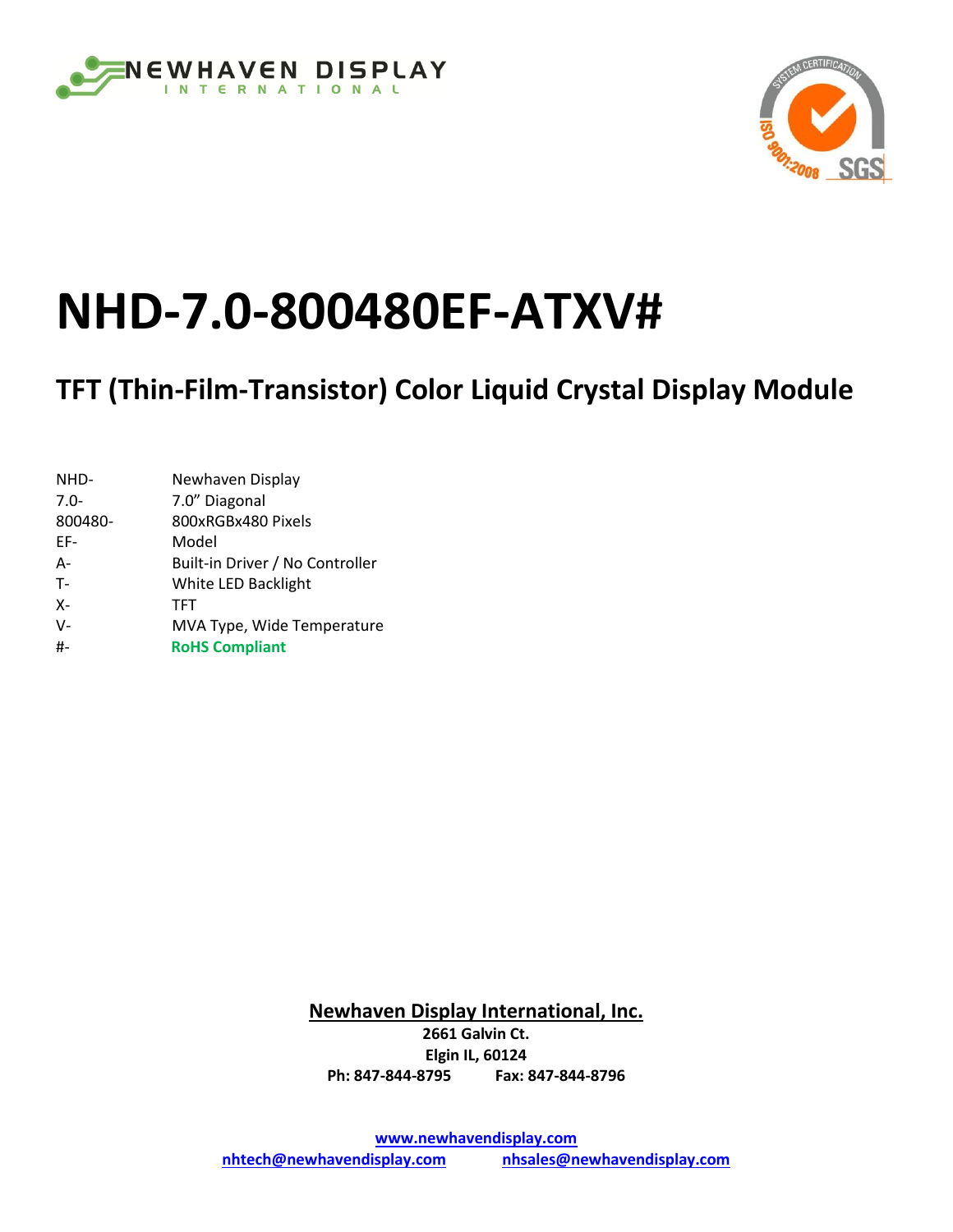# NHD-7.0-800480EF-ATXV#

## TFT (Thin-Film-Transistor) Color Liquid Crystal Display Module

| | |
|---|---|
| NHD- | Newhaven Display |
| 7.0- | 7.0" Diagonal |
| 800480- | 800xRGBx480 Pixels |
| EF- | Model |
| A- | Built-in Driver / No Controller |
| T- | White LED Backlight |
| X- | TFT |
| V- | MVA Type, Wide Temperature |
| #- | **RoHS Compliant** |

**Newhaven Display International, Inc.**

**2661 Galvin Ct.**
**Elgin IL, 60124**
**Ph: 847-844-8795 Fax: 847-844-8796**

**www.newhavendisplay.com**
**nhtech@newhavendisplay.com nhsales@newhavendisplay.com**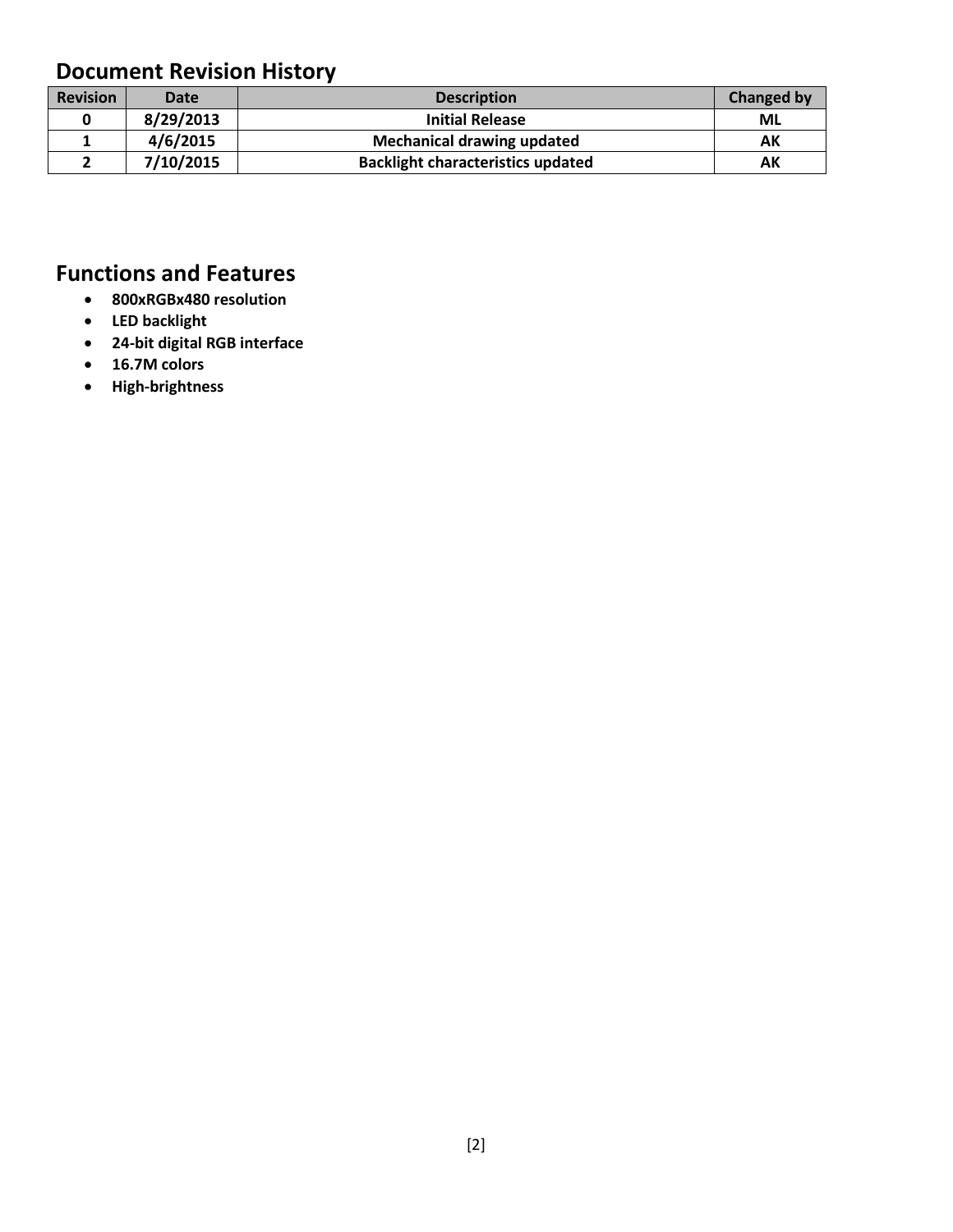## Document Revision History

| Revision | Date | Description | Changed by |
|---|---|---|---|
| 0 | 8/29/2013 | Initial Release | ML |
| 1 | 4/6/2015 | Mechanical drawing updated | AK |
| 2 | 7/10/2015 | Backlight characteristics updated | AK |

## Functions and Features

- **800xRGBx480 resolution**
- **LED backlight**
- **24-bit digital RGB interface**
- **16.7M colors**
- **High-brightness**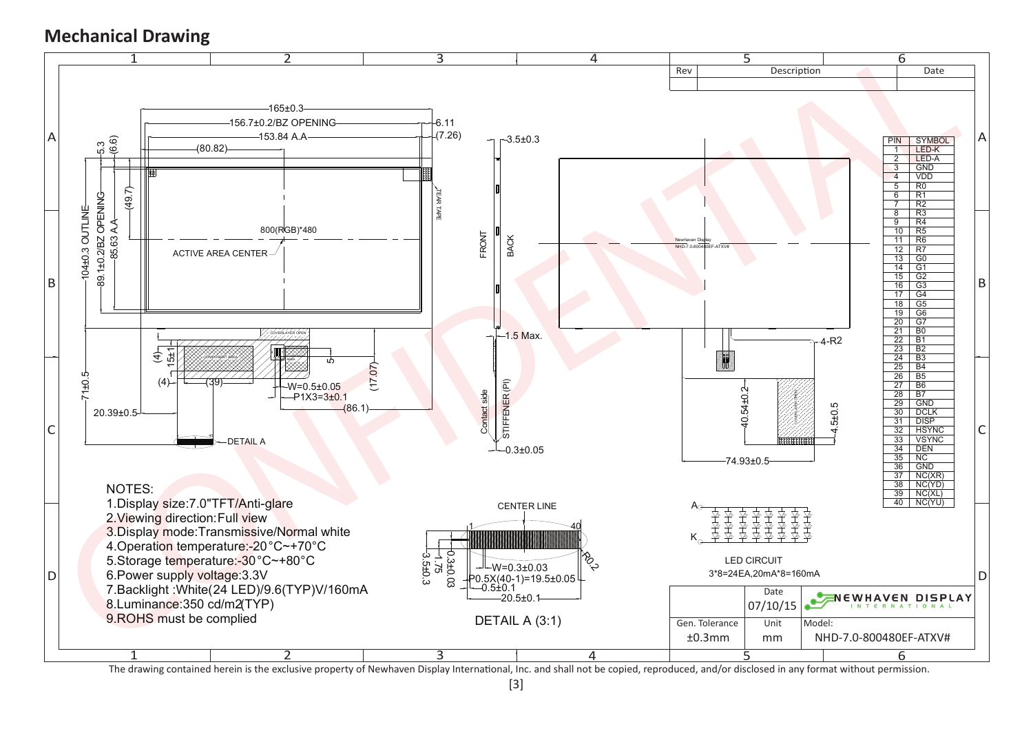## Mechanical Drawing

| PIN | SYMBOL |
|---|---|
| 1 | LED-K |
| 2 | LED-A |
| 3 | GND |
| 4 | VDD |
| 5 | R0 |
| 6 | R1 |
| 7 | R2 |
| 8 | R3 |
| 9 | R4 |
| 10 | R5 |
| 11 | R6 |
| 12 | R7 |
| 13 | G0 |
| 14 | G1 |
| 15 | G2 |
| 16 | G3 |
| 17 | G4 |
| 18 | G5 |
| 19 | G6 |
| 20 | G7 |
| 21 | B0 |
| 22 | B1 |
| 23 | B2 |
| 24 | B3 |
| 25 | B4 |
| 26 | B5 |
| 27 | B6 |
| 28 | B7 |
| 29 | GND |
| 30 | DCLK |
| 31 | DISP |
| 32 | HSYNC |
| 33 | VSYNC |
| 34 | DEN |
| 35 | NC |
| 36 | GND |
| 37 | NC(XR) |
| 38 | NC(YD) |
| 39 | NC(XL) |
| 40 | NC(YU) |

NOTES:

1. Display size:7.0"TFT/Anti-glare
2. Viewing direction:Full view
3. Display mode:Transmissive/Normal white
4. Operation temperature:-20°C~+70°C
5. Storage temperature:-30°C~+80°C
6. Power supply voltage:3.3V
7. Backlight :White(24 LED)/9.6(TYP)V/160mA
8. Luminance:350 cd/m2(TYP)
9. ROHS must be complied

LED CIRCUIT
3*8=24EA,20mA*8=160mA

DETAIL A (3:1)

| Gen. Tolerance | Unit | Model: |
|---|---|---|
| ±0.3mm | mm | NHD-7.0-800480EF-ATXV# |

Date: 07/10/15

The drawing contained herein is the exclusive property of Newhaven Display International, Inc. and shall not be copied, reproduced, and/or disclosed in any format without permission.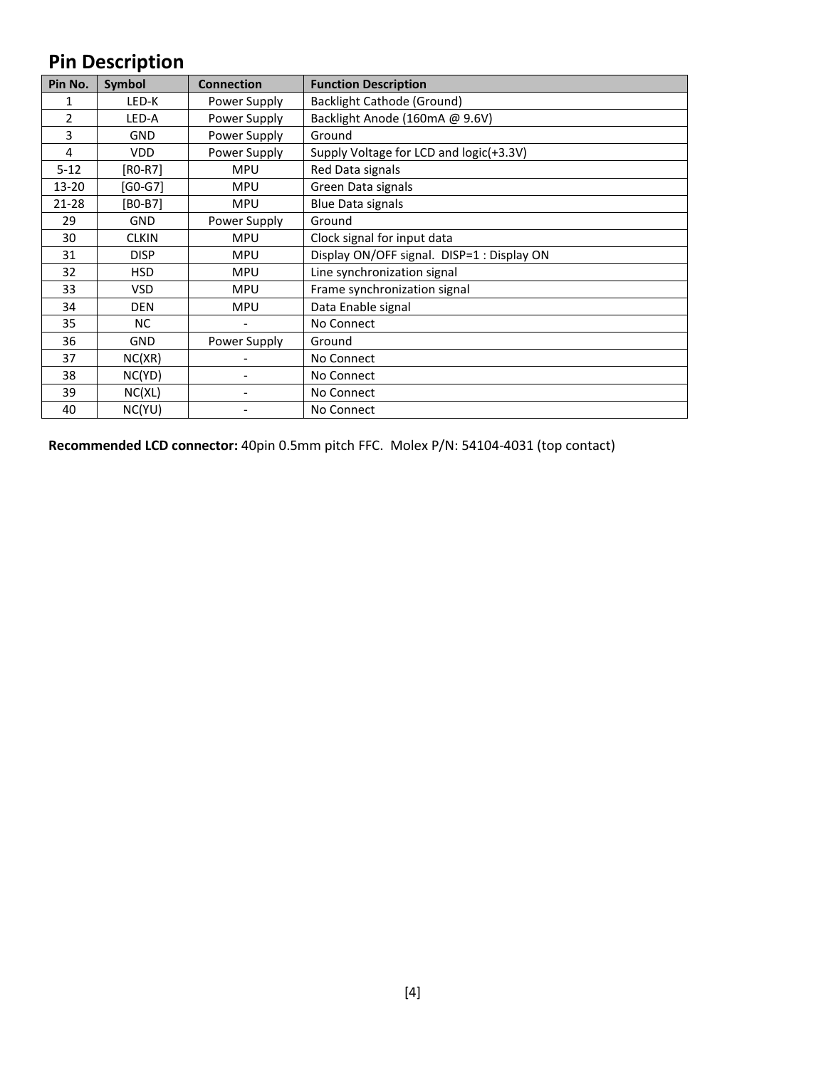## Pin Description

| Pin No. | Symbol | Connection | Function Description |
|---|---|---|---|
| 1 | LED-K | Power Supply | Backlight Cathode (Ground) |
| 2 | LED-A | Power Supply | Backlight Anode (160mA @ 9.6V) |
| 3 | GND | Power Supply | Ground |
| 4 | VDD | Power Supply | Supply Voltage for LCD and logic(+3.3V) |
| 5-12 | [R0-R7] | MPU | Red Data signals |
| 13-20 | [G0-G7] | MPU | Green Data signals |
| 21-28 | [B0-B7] | MPU | Blue Data signals |
| 29 | GND | Power Supply | Ground |
| 30 | CLKIN | MPU | Clock signal for input data |
| 31 | DISP | MPU | Display ON/OFF signal. DISP=1 : Display ON |
| 32 | HSD | MPU | Line synchronization signal |
| 33 | VSD | MPU | Frame synchronization signal |
| 34 | DEN | MPU | Data Enable signal |
| 35 | NC | - | No Connect |
| 36 | GND | Power Supply | Ground |
| 37 | NC(XR) | - | No Connect |
| 38 | NC(YD) | - | No Connect |
| 39 | NC(XL) | - | No Connect |
| 40 | NC(YU) | - | No Connect |

**Recommended LCD connector:** 40pin 0.5mm pitch FFC. Molex P/N: 54104-4031 (top contact)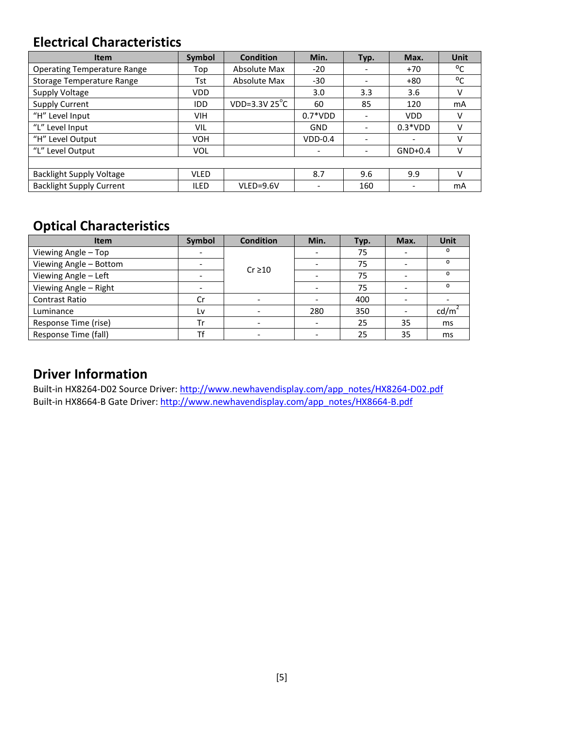## Electrical Characteristics

| Item | Symbol | Condition | Min. | Typ. | Max. | Unit |
|---|---|---|---|---|---|---|
| Operating Temperature Range | Top | Absolute Max | -20 | - | +70 | °C |
| Storage Temperature Range | Tst | Absolute Max | -30 | - | +80 | °C |
| Supply Voltage | VDD | | 3.0 | 3.3 | 3.6 | V |
| Supply Current | IDD | VDD=3.3V 25°C | 60 | 85 | 120 | mA |
| "H" Level Input | VIH | | 0.7*VDD | - | VDD | V |
| "L" Level Input | VIL | | GND | - | 0.3*VDD | V |
| "H" Level Output | VOH | | VDD-0.4 | - | - | V |
| "L" Level Output | VOL | | - | - | GND+0.4 | V |
| | | | | | | |
| Backlight Supply Voltage | VLED | | 8.7 | 9.6 | 9.9 | V |
| Backlight Supply Current | ILED | VLED=9.6V | - | 160 | - | mA |

## Optical Characteristics

| Item | Symbol | Condition | Min. | Typ. | Max. | Unit |
|---|---|---|---|---|---|---|
| Viewing Angle – Top | - | Cr ≥10 | - | 75 | - | ° |
| Viewing Angle – Bottom | - | | - | 75 | - | ° |
| Viewing Angle – Left | - | | - | 75 | - | ° |
| Viewing Angle – Right | - | | - | 75 | - | ° |
| Contrast Ratio | Cr | - | - | 400 | - | - |
| Luminance | Lv | - | 280 | 350 | - | cd/m² |
| Response Time (rise) | Tr | - | - | 25 | 35 | ms |
| Response Time (fall) | Tf | - | - | 25 | 35 | ms |

## Driver Information

Built-in HX8264-D02 Source Driver: http://www.newhavendisplay.com/app_notes/HX8264-D02.pdf
Built-in HX8664-B Gate Driver: http://www.newhavendisplay.com/app_notes/HX8664-B.pdf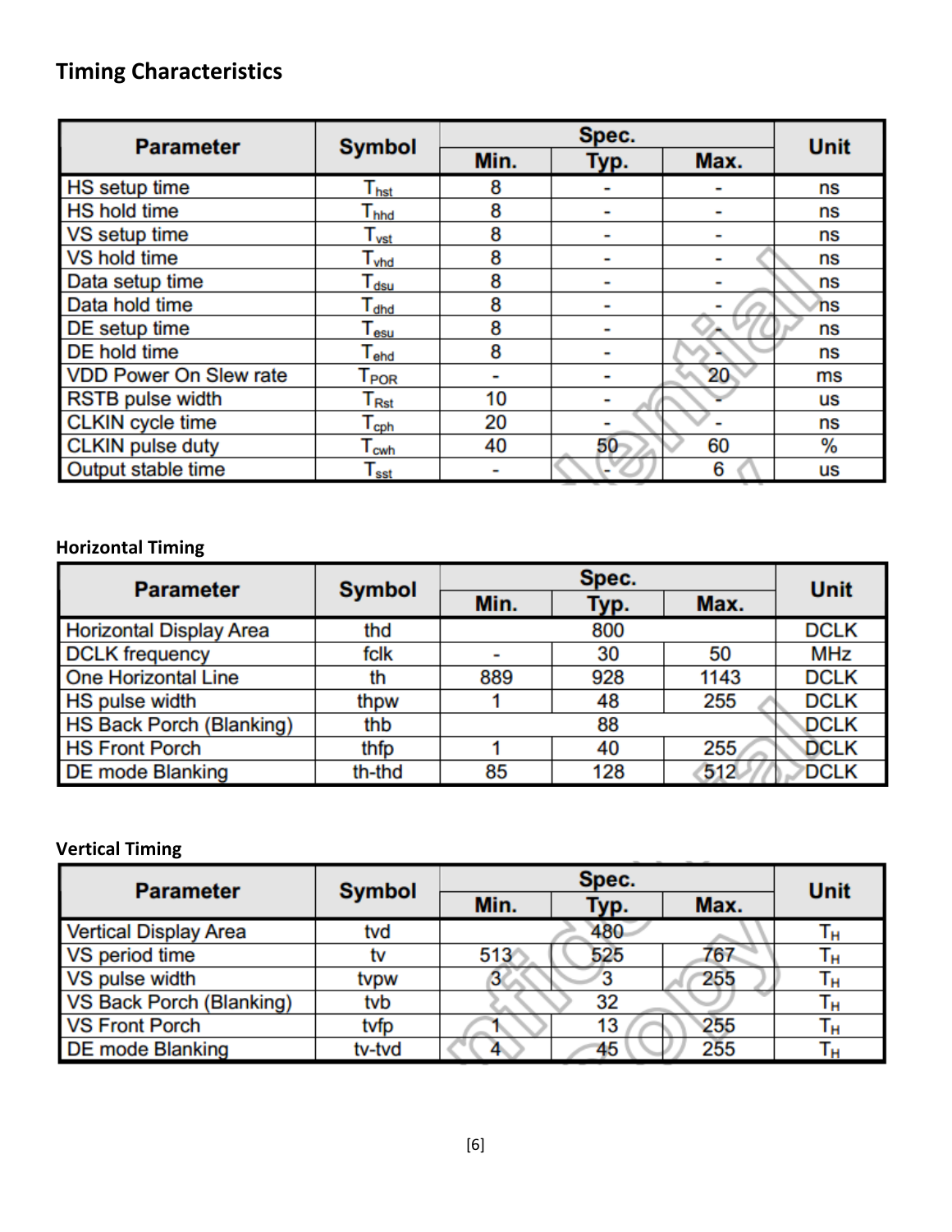## Timing Characteristics

| Parameter | Symbol | Spec. | | | Unit |
|---|---|---|---|---|---|
| | | Min. | Typ. | Max. | |
| HS setup time | $T_{hst}$ | 8 | - | - | ns |
| HS hold time | $T_{hhd}$ | 8 | - | - | ns |
| VS setup time | $T_{vst}$ | 8 | - | - | ns |
| VS hold time | $T_{vhd}$ | 8 | - | - | ns |
| Data setup time | $T_{dsu}$ | 8 | - | - | ns |
| Data hold time | $T_{dhd}$ | 8 | - | - | ns |
| DE setup time | $T_{esu}$ | 8 | - | - | ns |
| DE hold time | $T_{ehd}$ | 8 | - | - | ns |
| VDD Power On Slew rate | $T_{POR}$ | - | - | 20 | ms |
| RSTB pulse width | $T_{Rst}$ | 10 | - | - | us |
| CLKIN cycle time | $T_{cph}$ | 20 | - | - | ns |
| CLKIN pulse duty | $T_{cwh}$ | 40 | 50 | 60 | % |
| Output stable time | $T_{sst}$ | - | - | 6 | us |

### Horizontal Timing

| Parameter | Symbol | Spec. | | | Unit |
|---|---|---|---|---|---|
| | | Min. | Typ. | Max. | |
| Horizontal Display Area | thd | | 800 | | DCLK |
| DCLK frequency | fclk | - | 30 | 50 | MHz |
| One Horizontal Line | th | 889 | 928 | 1143 | DCLK |
| HS pulse width | thpw | 1 | 48 | 255 | DCLK |
| HS Back Porch (Blanking) | thb | | 88 | | DCLK |
| HS Front Porch | thfp | 1 | 40 | 255 | DCLK |
| DE mode Blanking | th-thd | 85 | 128 | 512 | DCLK |

### Vertical Timing

| Parameter | Symbol | Spec. | | | Unit |
|---|---|---|---|---|---|
| | | Min. | Typ. | Max. | |
| Vertical Display Area | tvd | | 480 | | $T_H$ |
| VS period time | tv | 513 | 525 | 767 | $T_H$ |
| VS pulse width | tvpw | 3 | 3 | 255 | $T_H$ |
| VS Back Porch (Blanking) | tvb | | 32 | | $T_H$ |
| VS Front Porch | tvfp | 1 | 13 | 255 | $T_H$ |
| DE mode Blanking | tv-tvd | 4 | 45 | 255 | $T_H$ |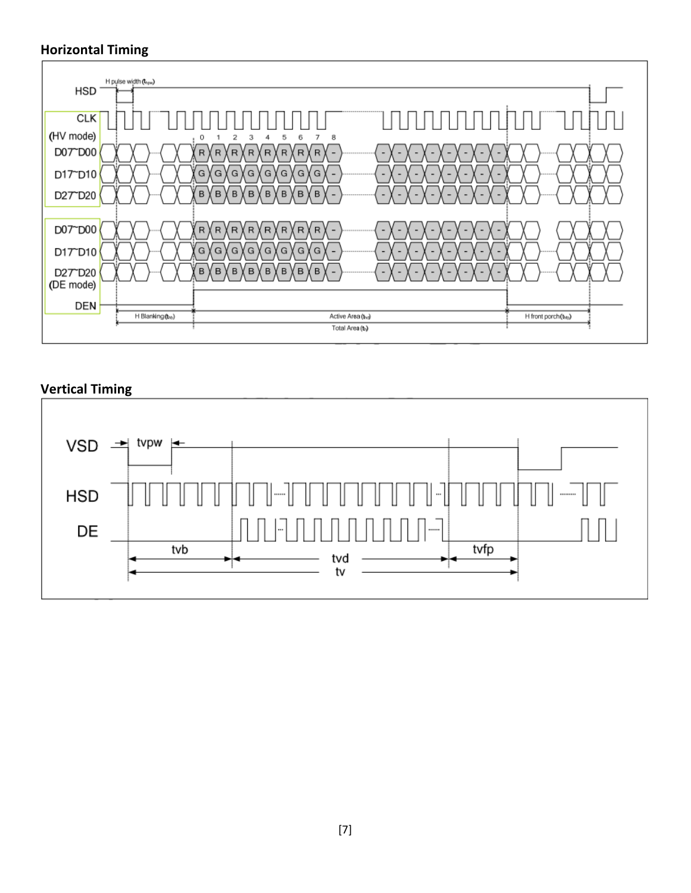## Horizontal Timing

## Vertical Timing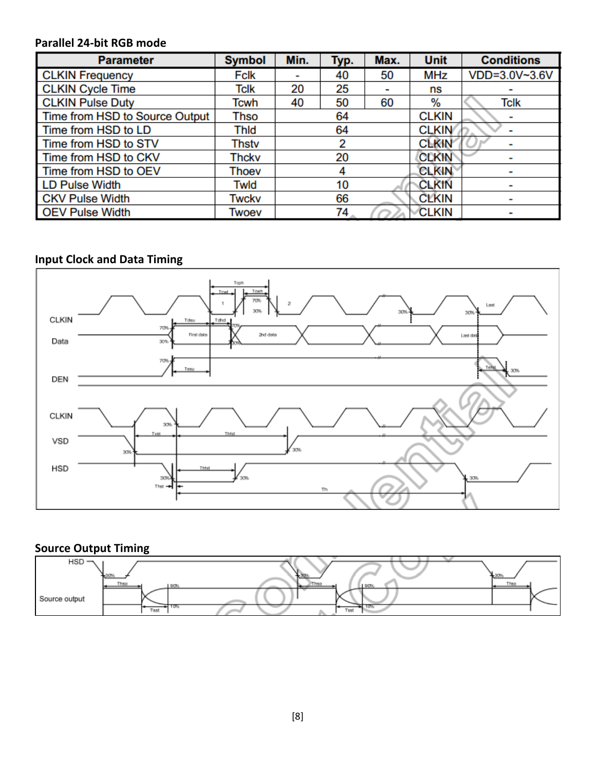**Parallel 24-bit RGB mode**

| Parameter | Symbol | Min. | Typ. | Max. | Unit | Conditions |
|---|---|---|---|---|---|---|
| CLKIN Frequency | Fclk | - | 40 | 50 | MHz | VDD=3.0V~3.6V |
| CLKIN Cycle Time | Tclk | 20 | 25 | - | ns | - |
| CLKIN Pulse Duty | Tcwh | 40 | 50 | 60 | % | Tclk |
| Time from HSD to Source Output | Thso | | 64 | | CLKIN | - |
| Time from HSD to LD | Thld | | 64 | | CLKIN | - |
| Time from HSD to STV | Thstv | | 2 | | CLKIN | - |
| Time from HSD to CKV | Thckv | | 20 | | CLKIN | - |
| Time from HSD to OEV | Thoev | | 4 | | CLKIN | - |
| LD Pulse Width | Twld | | 10 | | CLKIN | - |
| CKV Pulse Width | Twckv | | 66 | | CLKIN | - |
| OEV Pulse Width | Twoev | | 74 | | CLKIN | - |

**Input Clock and Data Timing**

**Source Output Timing**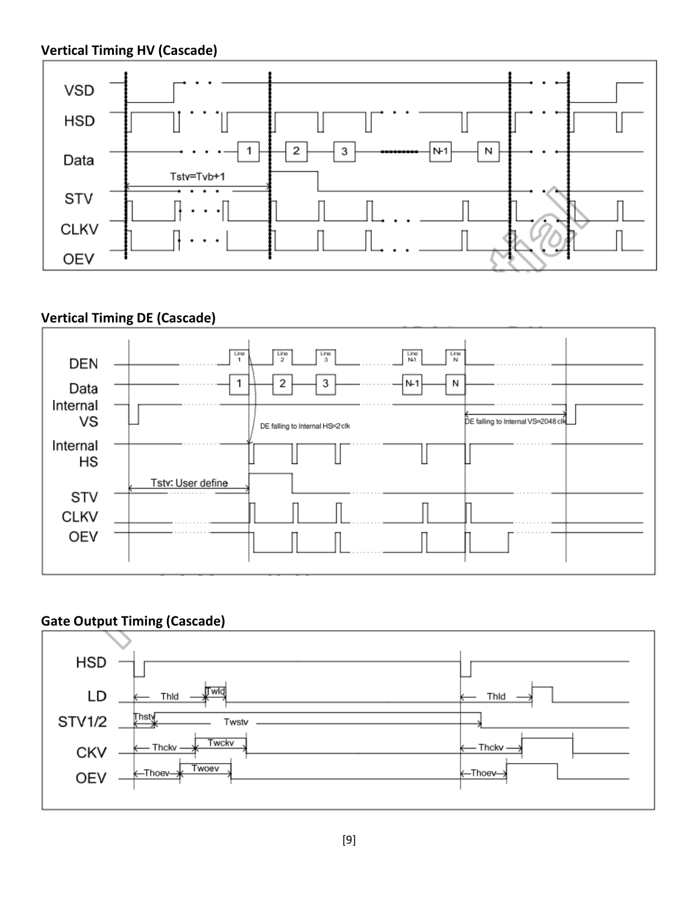**Vertical Timing HV (Cascade)**

**Vertical Timing DE (Cascade)**

**Gate Output Timing (Cascade)**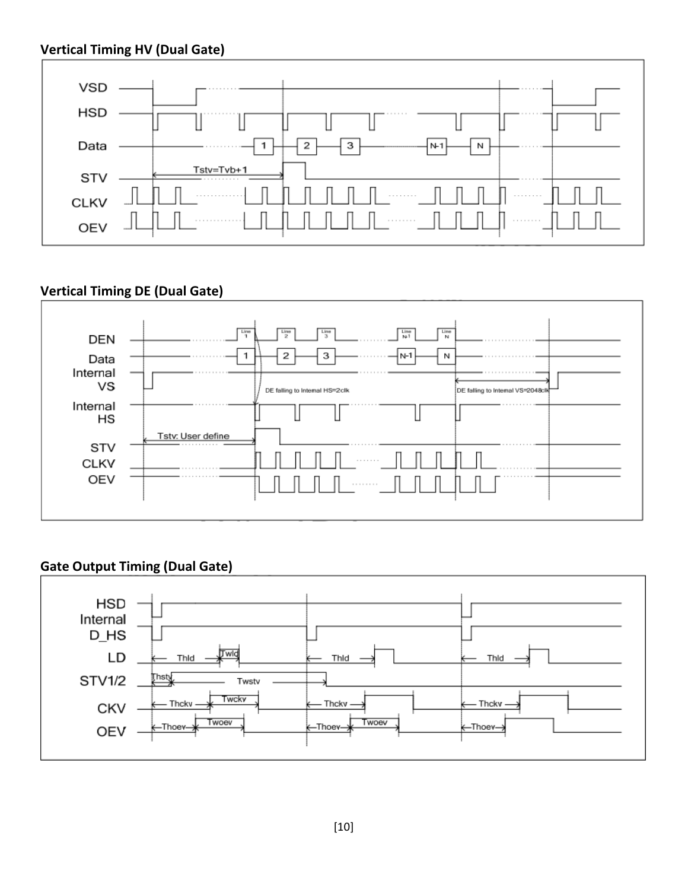**Vertical Timing HV (Dual Gate)**

**Vertical Timing DE (Dual Gate)**

**Gate Output Timing (Dual Gate)**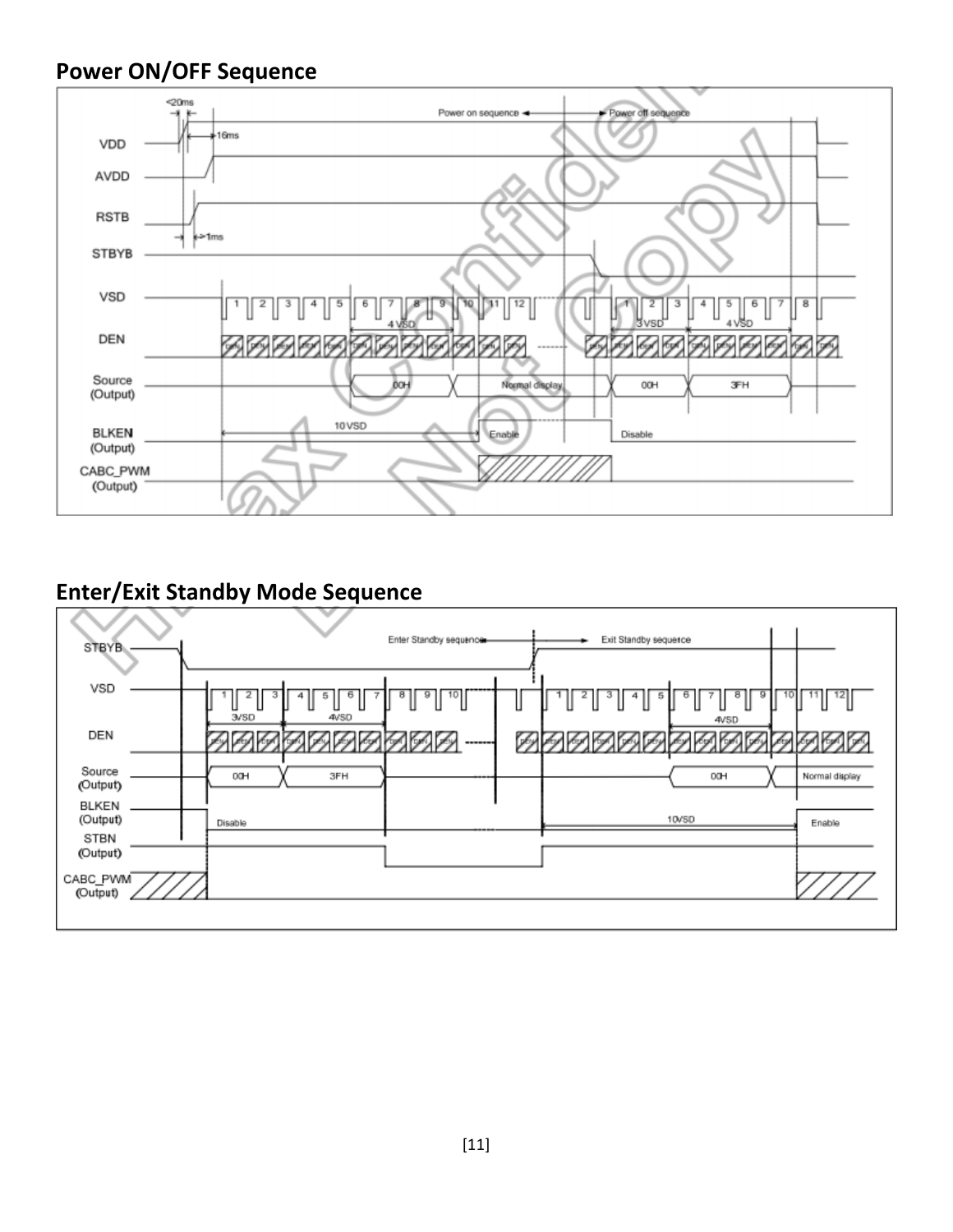## Power ON/OFF Sequence

## Enter/Exit Standby Mode Sequence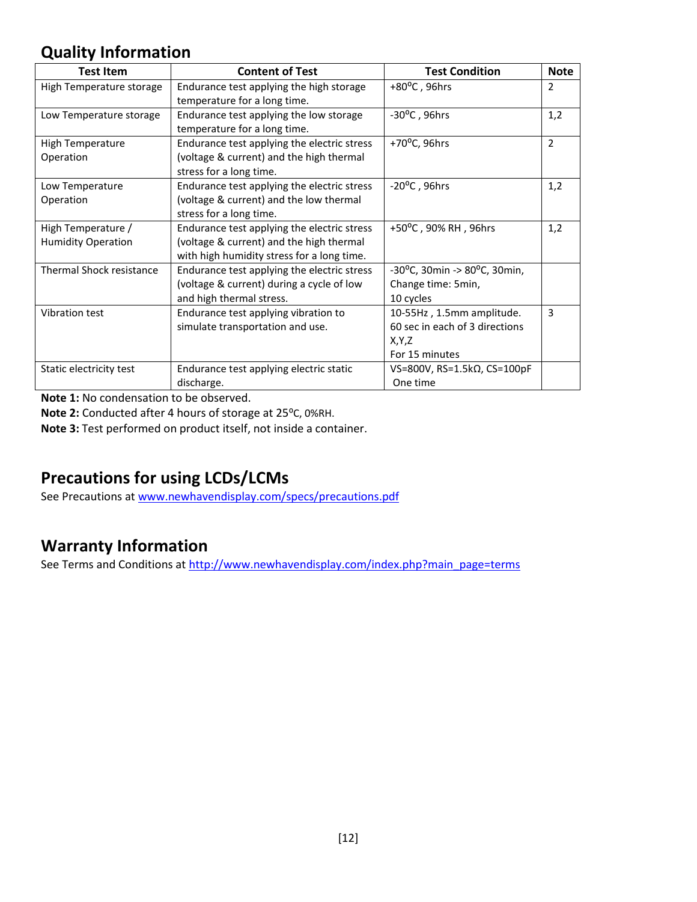## Quality Information

| Test Item | Content of Test | Test Condition | Note |
|---|---|---|---|
| High Temperature storage | Endurance test applying the high storage temperature for a long time. | +80$^{o}$C , 96hrs | 2 |
| Low Temperature storage | Endurance test applying the low storage temperature for a long time. | -30$^{o}$C , 96hrs | 1,2 |
| High Temperature Operation | Endurance test applying the electric stress (voltage & current) and the high thermal stress for a long time. | +70$^{o}$C, 96hrs | 2 |
| Low Temperature Operation | Endurance test applying the electric stress (voltage & current) and the low thermal stress for a long time. | -20$^{o}$C , 96hrs | 1,2 |
| High Temperature / Humidity Operation | Endurance test applying the electric stress (voltage & current) and the high thermal with high humidity stress for a long time. | +50$^{o}$C , 90% RH , 96hrs | 1,2 |
| Thermal Shock resistance | Endurance test applying the electric stress (voltage & current) during a cycle of low and high thermal stress. | -30$^{o}$C, 30min -> 80$^{o}$C, 30min, Change time: 5min, 10 cycles | |
| Vibration test | Endurance test applying vibration to simulate transportation and use. | 10-55Hz , 1.5mm amplitude. 60 sec in each of 3 directions X,Y,Z For 15 minutes | 3 |
| Static electricity test | Endurance test applying electric static discharge. | VS=800V, RS=1.5kΩ, CS=100pF One time | |

**Note 1:** No condensation to be observed.
**Note 2:** Conducted after 4 hours of storage at 25$^{o}$C, 0%RH.
**Note 3:** Test performed on product itself, not inside a container.

## Precautions for using LCDs/LCMs

See Precautions at www.newhavendisplay.com/specs/precautions.pdf

## Warranty Information

See Terms and Conditions at http://www.newhavendisplay.com/index.php?main_page=terms